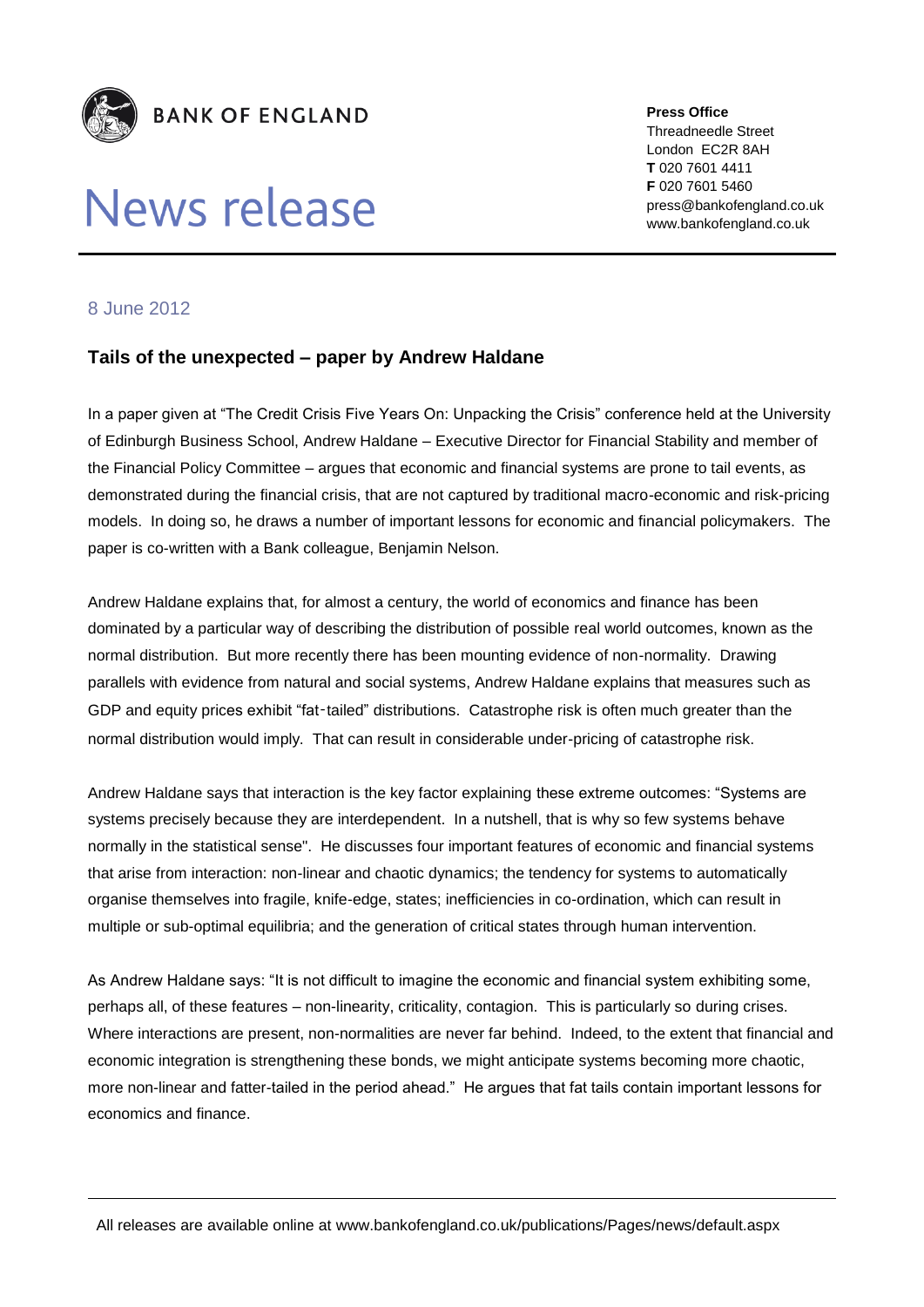**BANK OF ENGLAND**

# News release

**Press Office**
Threadneedle Street
London EC2R 8AH
**T** 020 7601 4411
**F** 020 7601 5460
press@bankofengland.co.uk
www.bankofengland.co.uk

8 June 2012

## Tails of the unexpected – paper by Andrew Haldane

In a paper given at "The Credit Crisis Five Years On: Unpacking the Crisis" conference held at the University of Edinburgh Business School, Andrew Haldane – Executive Director for Financial Stability and member of the Financial Policy Committee – argues that economic and financial systems are prone to tail events, as demonstrated during the financial crisis, that are not captured by traditional macro-economic and risk-pricing models. In doing so, he draws a number of important lessons for economic and financial policymakers. The paper is co-written with a Bank colleague, Benjamin Nelson.

Andrew Haldane explains that, for almost a century, the world of economics and finance has been dominated by a particular way of describing the distribution of possible real world outcomes, known as the normal distribution. But more recently there has been mounting evidence of non-normality. Drawing parallels with evidence from natural and social systems, Andrew Haldane explains that measures such as GDP and equity prices exhibit "fat-tailed" distributions. Catastrophe risk is often much greater than the normal distribution would imply. That can result in considerable under-pricing of catastrophe risk.

Andrew Haldane says that interaction is the key factor explaining these extreme outcomes: "Systems are systems precisely because they are interdependent. In a nutshell, that is why so few systems behave normally in the statistical sense". He discusses four important features of economic and financial systems that arise from interaction: non-linear and chaotic dynamics; the tendency for systems to automatically organise themselves into fragile, knife-edge, states; inefficiencies in co-ordination, which can result in multiple or sub-optimal equilibria; and the generation of critical states through human intervention.

As Andrew Haldane says: "It is not difficult to imagine the economic and financial system exhibiting some, perhaps all, of these features – non-linearity, criticality, contagion. This is particularly so during crises. Where interactions are present, non-normalities are never far behind. Indeed, to the extent that financial and economic integration is strengthening these bonds, we might anticipate systems becoming more chaotic, more non-linear and fatter-tailed in the period ahead." He argues that fat tails contain important lessons for economics and finance.

All releases are available online at www.bankofengland.co.uk/publications/Pages/news/default.aspx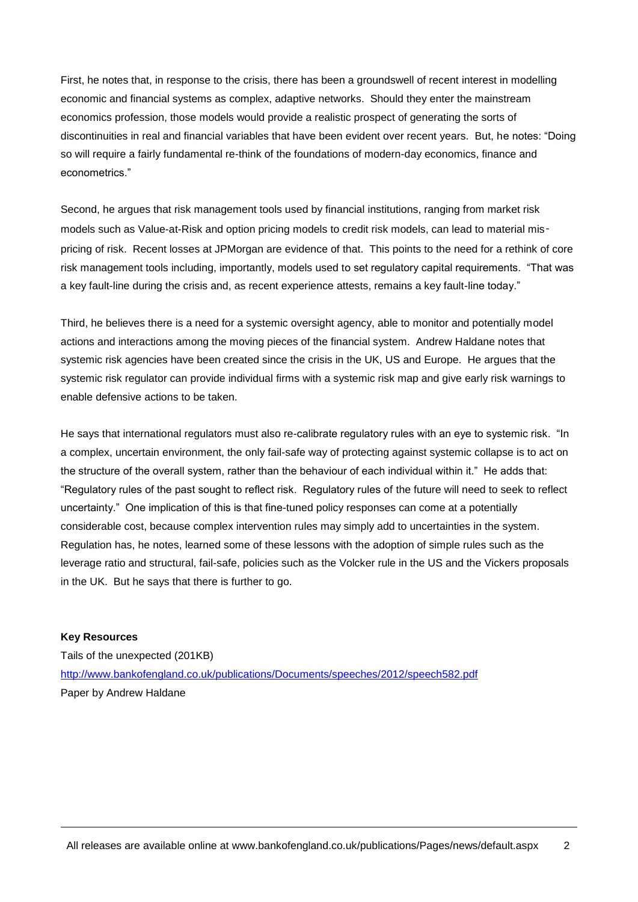First, he notes that, in response to the crisis, there has been a groundswell of recent interest in modelling economic and financial systems as complex, adaptive networks. Should they enter the mainstream economics profession, those models would provide a realistic prospect of generating the sorts of discontinuities in real and financial variables that have been evident over recent years. But, he notes: "Doing so will require a fairly fundamental re-think of the foundations of modern-day economics, finance and econometrics."

Second, he argues that risk management tools used by financial institutions, ranging from market risk models such as Value-at-Risk and option pricing models to credit risk models, can lead to material mis-pricing of risk. Recent losses at JPMorgan are evidence of that. This points to the need for a rethink of core risk management tools including, importantly, models used to set regulatory capital requirements. "That was a key fault-line during the crisis and, as recent experience attests, remains a key fault-line today."

Third, he believes there is a need for a systemic oversight agency, able to monitor and potentially model actions and interactions among the moving pieces of the financial system. Andrew Haldane notes that systemic risk agencies have been created since the crisis in the UK, US and Europe. He argues that the systemic risk regulator can provide individual firms with a systemic risk map and give early risk warnings to enable defensive actions to be taken.

He says that international regulators must also re-calibrate regulatory rules with an eye to systemic risk. "In a complex, uncertain environment, the only fail-safe way of protecting against systemic collapse is to act on the structure of the overall system, rather than the behaviour of each individual within it." He adds that: "Regulatory rules of the past sought to reflect risk. Regulatory rules of the future will need to seek to reflect uncertainty." One implication of this is that fine-tuned policy responses can come at a potentially considerable cost, because complex intervention rules may simply add to uncertainties in the system. Regulation has, he notes, learned some of these lessons with the adoption of simple rules such as the leverage ratio and structural, fail-safe, policies such as the Volcker rule in the US and the Vickers proposals in the UK. But he says that there is further to go.

**Key Resources**

Tails of the unexpected (201KB)
[http://www.bankofengland.co.uk/publications/Documents/speeches/2012/speech582.pdf](http://www.bankofengland.co.uk/publications/Documents/speeches/2012/speech582.pdf)
Paper by Andrew Haldane